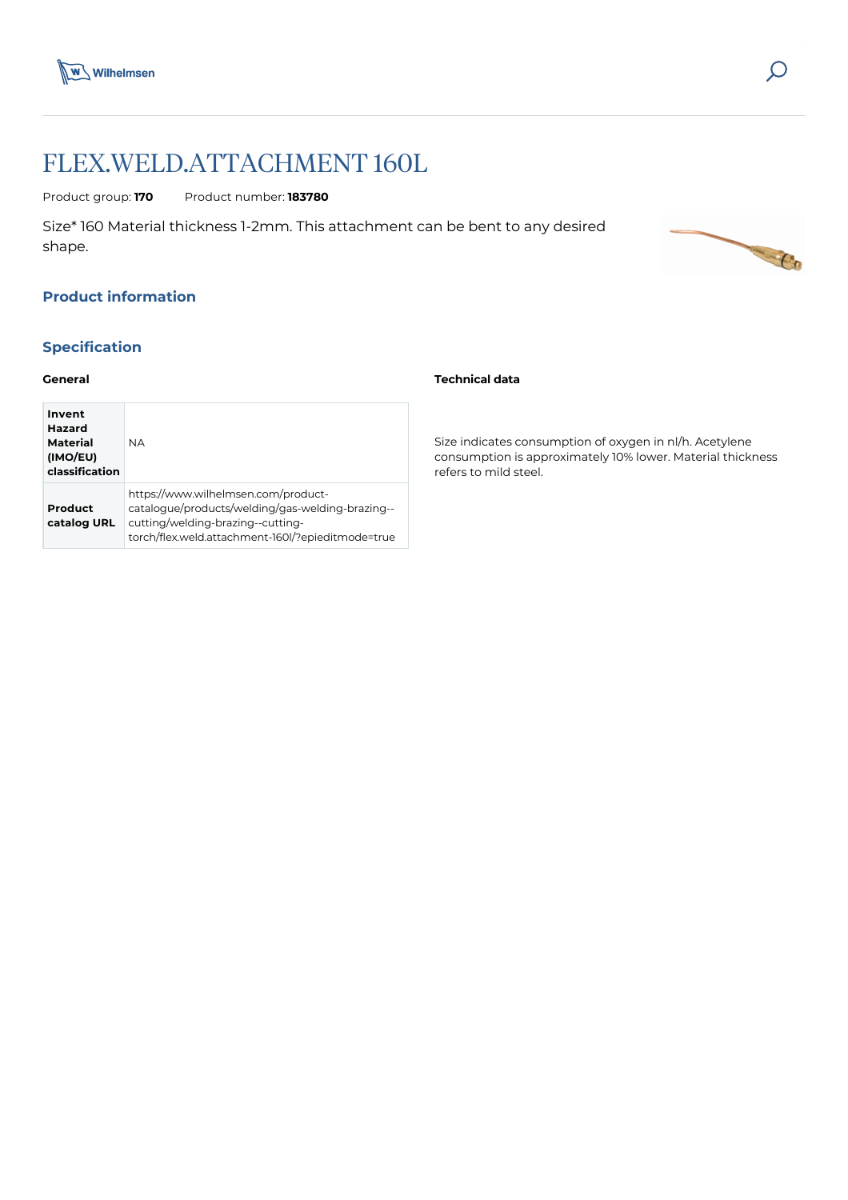# FLEX.WELD.ATTACHMENT 160L

Product group: **170** Product number: **183780**

Size* 160 Material thickness 1-2mm. This attachment can be bent to any desired shape.

## Product information

## Specification

### General

| | |
|---|---|
| **Invent Hazard Material (IMO/EU) classification** | NA |
| **Product catalog URL** | https://www.wilhelmsen.com/product-catalogue/products/welding/gas-welding-brazing--cutting/welding-brazing--cutting-torch/flex.weld.attachment-160l/?epieditmode=true |

### Technical data

Size indicates consumption of oxygen in nl/h. Acetylene consumption is approximately 10% lower. Material thickness refers to mild steel.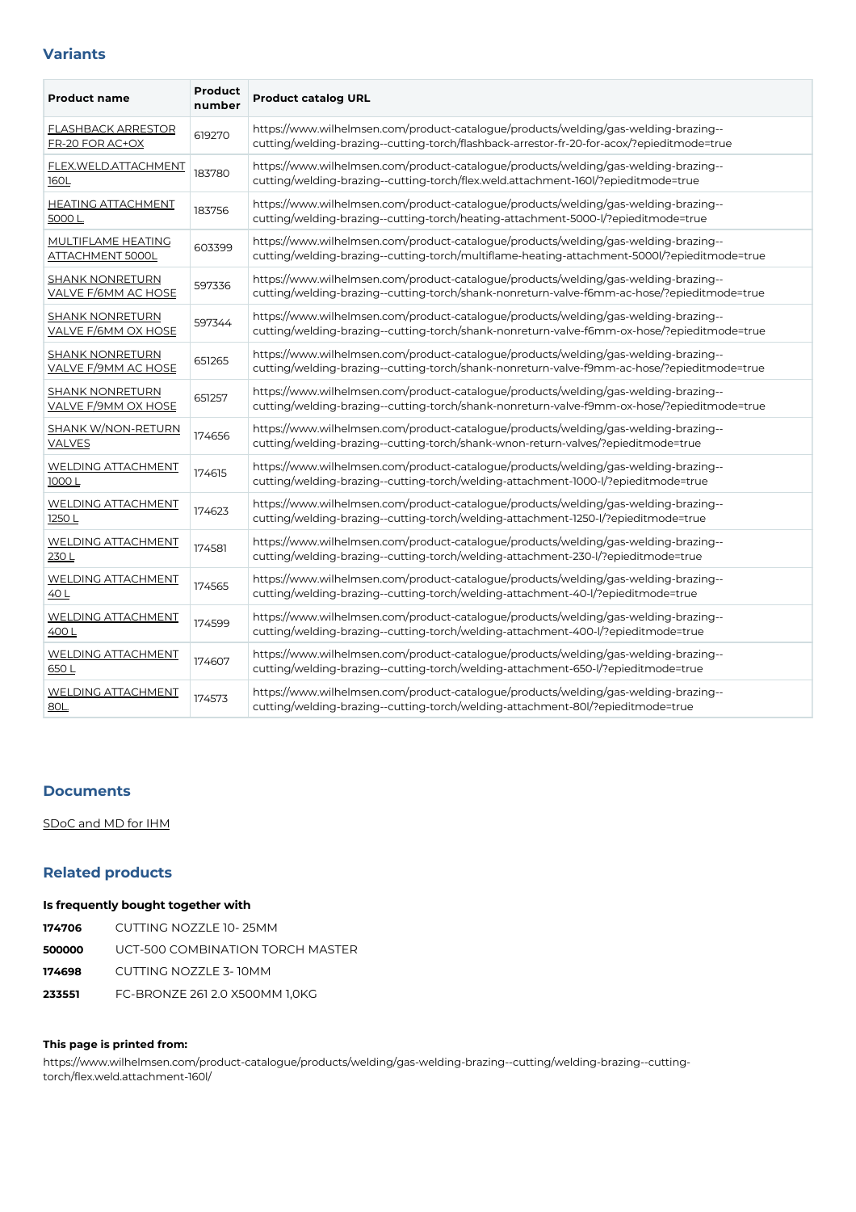## Variants

| Product name | Product number | Product catalog URL |
|---|---|---|
| FLASHBACK ARRESTOR FR-20 FOR AC+OX | 619270 | https://www.wilhelmsen.com/product-catalogue/products/welding/gas-welding-brazing--cutting/welding-brazing--cutting-torch/flashback-arrestor-fr-20-for-acox/?epieditmode=true |
| FLEX.WELD.ATTACHMENT 160L | 183780 | https://www.wilhelmsen.com/product-catalogue/products/welding/gas-welding-brazing--cutting/welding-brazing--cutting-torch/flex.weld.attachment-160l/?epieditmode=true |
| HEATING ATTACHMENT 5000 L | 183756 | https://www.wilhelmsen.com/product-catalogue/products/welding/gas-welding-brazing--cutting/welding-brazing--cutting-torch/heating-attachment-5000-l/?epieditmode=true |
| MULTIFLAME HEATING ATTACHMENT 5000L | 603399 | https://www.wilhelmsen.com/product-catalogue/products/welding/gas-welding-brazing--cutting/welding-brazing--cutting-torch/multiflame-heating-attachment-5000l/?epieditmode=true |
| SHANK NONRETURN VALVE F/6MM AC HOSE | 597336 | https://www.wilhelmsen.com/product-catalogue/products/welding/gas-welding-brazing--cutting/welding-brazing--cutting-torch/shank-nonreturn-valve-f6mm-ac-hose/?epieditmode=true |
| SHANK NONRETURN VALVE F/6MM OX HOSE | 597344 | https://www.wilhelmsen.com/product-catalogue/products/welding/gas-welding-brazing--cutting/welding-brazing--cutting-torch/shank-nonreturn-valve-f6mm-ox-hose/?epieditmode=true |
| SHANK NONRETURN VALVE F/9MM AC HOSE | 651265 | https://www.wilhelmsen.com/product-catalogue/products/welding/gas-welding-brazing--cutting/welding-brazing--cutting-torch/shank-nonreturn-valve-f9mm-ac-hose/?epieditmode=true |
| SHANK NONRETURN VALVE F/9MM OX HOSE | 651257 | https://www.wilhelmsen.com/product-catalogue/products/welding/gas-welding-brazing--cutting/welding-brazing--cutting-torch/shank-nonreturn-valve-f9mm-ox-hose/?epieditmode=true |
| SHANK W/NON-RETURN VALVES | 174656 | https://www.wilhelmsen.com/product-catalogue/products/welding/gas-welding-brazing--cutting/welding-brazing--cutting-torch/shank-wnon-return-valves/?epieditmode=true |
| WELDING ATTACHMENT 1000 L | 174615 | https://www.wilhelmsen.com/product-catalogue/products/welding/gas-welding-brazing--cutting/welding-brazing--cutting-torch/welding-attachment-1000-l/?epieditmode=true |
| WELDING ATTACHMENT 1250 L | 174623 | https://www.wilhelmsen.com/product-catalogue/products/welding/gas-welding-brazing--cutting/welding-brazing--cutting-torch/welding-attachment-1250-l/?epieditmode=true |
| WELDING ATTACHMENT 230 L | 174581 | https://www.wilhelmsen.com/product-catalogue/products/welding/gas-welding-brazing--cutting/welding-brazing--cutting-torch/welding-attachment-230-l/?epieditmode=true |
| WELDING ATTACHMENT 40 L | 174565 | https://www.wilhelmsen.com/product-catalogue/products/welding/gas-welding-brazing--cutting/welding-brazing--cutting-torch/welding-attachment-40-l/?epieditmode=true |
| WELDING ATTACHMENT 400 L | 174599 | https://www.wilhelmsen.com/product-catalogue/products/welding/gas-welding-brazing--cutting/welding-brazing--cutting-torch/welding-attachment-400-l/?epieditmode=true |
| WELDING ATTACHMENT 650 L | 174607 | https://www.wilhelmsen.com/product-catalogue/products/welding/gas-welding-brazing--cutting/welding-brazing--cutting-torch/welding-attachment-650-l/?epieditmode=true |
| WELDING ATTACHMENT 80L | 174573 | https://www.wilhelmsen.com/product-catalogue/products/welding/gas-welding-brazing--cutting/welding-brazing--cutting-torch/welding-attachment-80l/?epieditmode=true |

## Documents

SDoC and MD for IHM

## Related products

**Is frequently bought together with**

| | |
|---|---|
| **174706** | CUTTING NOZZLE 10- 25MM |
| **500000** | UCT-500 COMBINATION TORCH MASTER |
| **174698** | CUTTING NOZZLE 3- 10MM |
| **233551** | FC-BRONZE 261 2.0 X500MM 1,0KG |

**This page is printed from:**

https://www.wilhelmsen.com/product-catalogue/products/welding/gas-welding-brazing--cutting/welding-brazing--cutting-torch/flex.weld.attachment-160l/